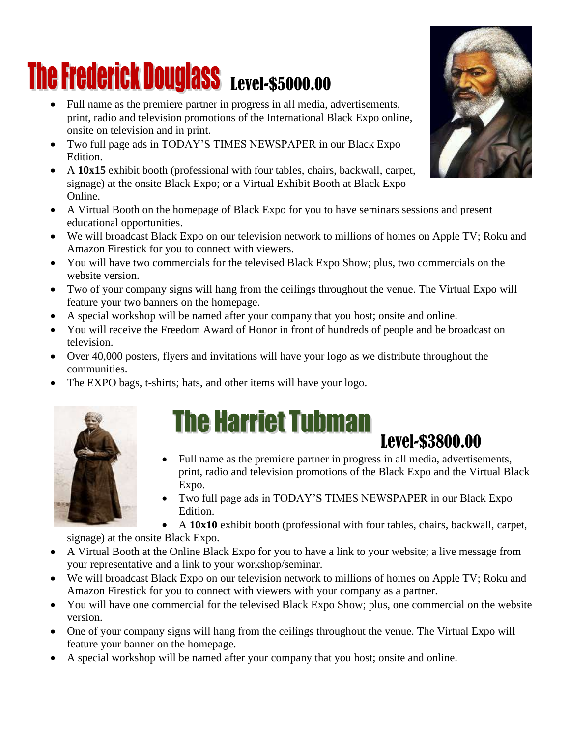# The Frederick Douglass Level-$5000.00

- Full name as the premiere partner in progress in all media, advertisements, print, radio and television promotions of the International Black Expo online, onsite on television and in print.
- Two full page ads in TODAY'S TIMES NEWSPAPER in our Black Expo Edition.
- A **10x15** exhibit booth (professional with four tables, chairs, backwall, carpet, signage) at the onsite Black Expo; or a Virtual Exhibit Booth at Black Expo Online.
- A Virtual Booth on the homepage of Black Expo for you to have seminars sessions and present educational opportunities.
- We will broadcast Black Expo on our television network to millions of homes on Apple TV; Roku and Amazon Firestick for you to connect with viewers.
- You will have two commercials for the televised Black Expo Show; plus, two commercials on the website version.
- Two of your company signs will hang from the ceilings throughout the venue. The Virtual Expo will feature your two banners on the homepage.
- A special workshop will be named after your company that you host; onsite and online.
- You will receive the Freedom Award of Honor in front of hundreds of people and be broadcast on television.
- Over 40,000 posters, flyers and invitations will have your logo as we distribute throughout the communities.
- The EXPO bags, t-shirts; hats, and other items will have your logo.

# The Harriet Tubman Level-$3800.00

- Full name as the premiere partner in progress in all media, advertisements, print, radio and television promotions of the Black Expo and the Virtual Black Expo.
- Two full page ads in TODAY'S TIMES NEWSPAPER in our Black Expo Edition.
- A **10x10** exhibit booth (professional with four tables, chairs, backwall, carpet, signage) at the onsite Black Expo.
- A Virtual Booth at the Online Black Expo for you to have a link to your website; a live message from your representative and a link to your workshop/seminar.
- We will broadcast Black Expo on our television network to millions of homes on Apple TV; Roku and Amazon Firestick for you to connect with viewers with your company as a partner.
- You will have one commercial for the televised Black Expo Show; plus, one commercial on the website version.
- One of your company signs will hang from the ceilings throughout the venue. The Virtual Expo will feature your banner on the homepage.
- A special workshop will be named after your company that you host; onsite and online.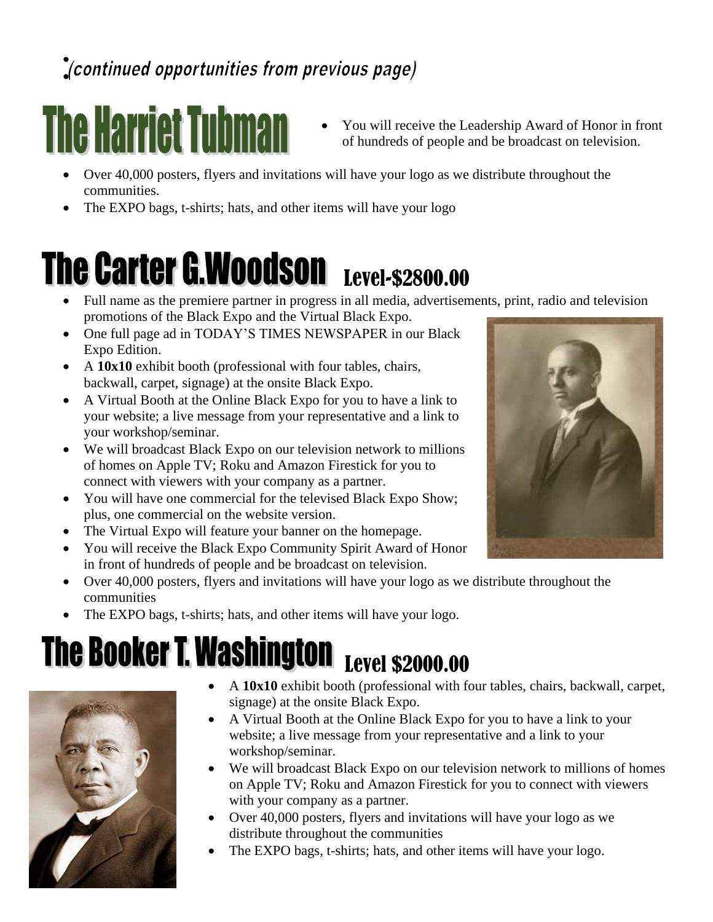*(continued opportunities from previous page)*

# The Harriet Tubman

- You will receive the Leadership Award of Honor in front of hundreds of people and be broadcast on television.
- Over 40,000 posters, flyers and invitations will have your logo as we distribute throughout the communities.
- The EXPO bags, t-shirts; hats, and other items will have your logo

# The Carter G.Woodson Level-$2800.00

- Full name as the premiere partner in progress in all media, advertisements, print, radio and television promotions of the Black Expo and the Virtual Black Expo.
- One full page ad in TODAY'S TIMES NEWSPAPER in our Black Expo Edition.
- A **10x10** exhibit booth (professional with four tables, chairs, backwall, carpet, signage) at the onsite Black Expo.
- A Virtual Booth at the Online Black Expo for you to have a link to your website; a live message from your representative and a link to your workshop/seminar.
- We will broadcast Black Expo on our television network to millions of homes on Apple TV; Roku and Amazon Firestick for you to connect with viewers with your company as a partner.
- You will have one commercial for the televised Black Expo Show; plus, one commercial on the website version.
- The Virtual Expo will feature your banner on the homepage.
- You will receive the Black Expo Community Spirit Award of Honor in front of hundreds of people and be broadcast on television.
- Over 40,000 posters, flyers and invitations will have your logo as we distribute throughout the communities
- The EXPO bags, t-shirts; hats, and other items will have your logo.

# The Booker T. Washington Level $2000.00

- A **10x10** exhibit booth (professional with four tables, chairs, backwall, carpet, signage) at the onsite Black Expo.
- A Virtual Booth at the Online Black Expo for you to have a link to your website; a live message from your representative and a link to your workshop/seminar.
- We will broadcast Black Expo on our television network to millions of homes on Apple TV; Roku and Amazon Firestick for you to connect with viewers with your company as a partner.
- Over 40,000 posters, flyers and invitations will have your logo as we distribute throughout the communities
- The EXPO bags, t-shirts; hats, and other items will have your logo.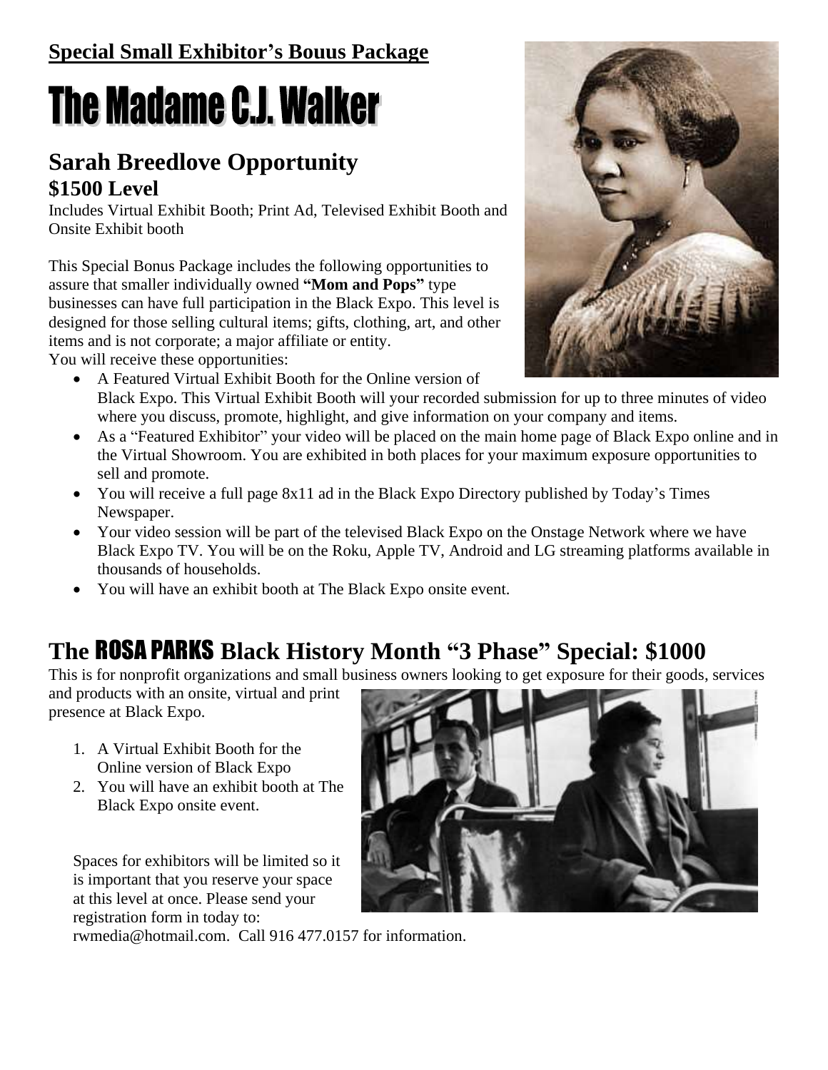**Special Small Exhibitor's Bouus Package**

# The Madame C.J. Walker

## Sarah Breedlove Opportunity

### $1500 Level

Includes Virtual Exhibit Booth; Print Ad, Televised Exhibit Booth and Onsite Exhibit booth

This Special Bonus Package includes the following opportunities to assure that smaller individually owned **"Mom and Pops"** type businesses can have full participation in the Black Expo. This level is designed for those selling cultural items; gifts, clothing, art, and other items and is not corporate; a major affiliate or entity.
You will receive these opportunities:

- A Featured Virtual Exhibit Booth for the Online version of Black Expo. This Virtual Exhibit Booth will your recorded submission for up to three minutes of video where you discuss, promote, highlight, and give information on your company and items.
- As a "Featured Exhibitor" your video will be placed on the main home page of Black Expo online and in the Virtual Showroom. You are exhibited in both places for your maximum exposure opportunities to sell and promote.
- You will receive a full page 8x11 ad in the Black Expo Directory published by Today's Times Newspaper.
- Your video session will be part of the televised Black Expo on the Onstage Network where we have Black Expo TV. You will be on the Roku, Apple TV, Android and LG streaming platforms available in thousands of households.
- You will have an exhibit booth at The Black Expo onsite event.

## The ROSA PARKS Black History Month "3 Phase" Special: $1000

This is for nonprofit organizations and small business owners looking to get exposure for their goods, services and products with an onsite, virtual and print presence at Black Expo.

1. A Virtual Exhibit Booth for the Online version of Black Expo
2. You will have an exhibit booth at The Black Expo onsite event.

Spaces for exhibitors will be limited so it is important that you reserve your space at this level at once. Please send your registration form in today to: rwmedia@hotmail.com. Call 916 477.0157 for information.